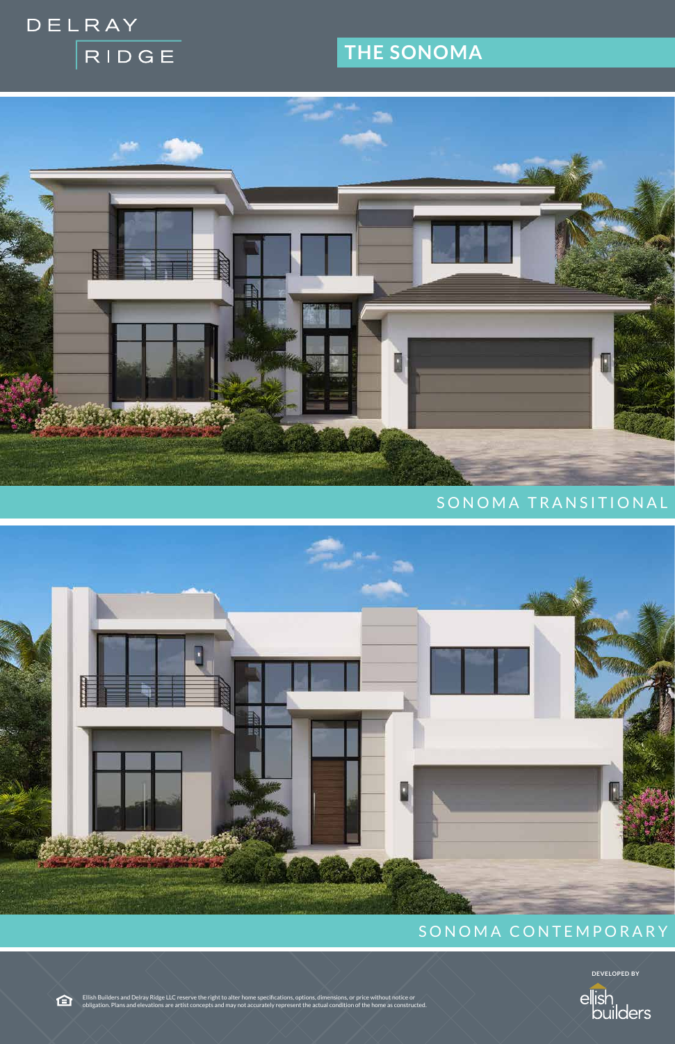DELRAY RIDGE

# THE SONOMA

SONOMA TRANSITIONAL

SONOMA CONTEMPORARY

Ellish Builders and Delray Ridge LLC reserve the right to alter home specifications, options, dimensions, or price without notice or obligation. Plans and elevations are artist concepts and may not accurately represent the actual condition of the home as constructed.

DEVELOPED BY

ellish builders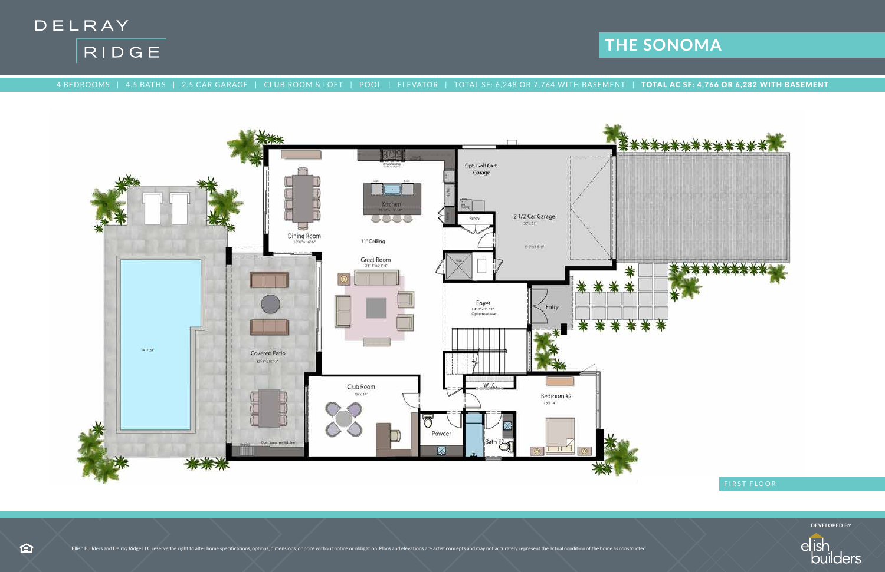DELRAY RIDGE

# THE SONOMA

4 BEDROOMS | 4.5 BATHS | 2.5 CAR GARAGE | CLUB ROOM & LOFT | POOL | ELEVATOR | TOTAL SF: 6,248 OR 7,764 WITH BASEMENT | **TOTAL AC SF: 4,766 OR 6,282 WITH BASEMENT**

Opt. Golf Cart Garage

2 1/2 Car Garage
20' x 23'

Pantry

Kitchen

Dining Room
18'-0" x 16'-6"

11' Ceiling

Great Room
21'-1" x 21'-4"

Foyer
14'-8" x 7'-11"
Open to above

Entry

Covered Patio
12'-8" x 31'-2"

14' x 28'

Club Room
19' x 14'

W.I.C.

Bedroom #2
15' x 14'

Powder

Bath #2

Opt. Summer Kitchen

FIRST FLOOR

Ellish Builders and Delray Ridge LLC reserve the right to alter home specifications, options, dimensions, or price without notice or obligation. Plans and elevations are artist concepts and may not accurately represent the actual condition of the home as constructed.

DEVELOPED BY
ellish builders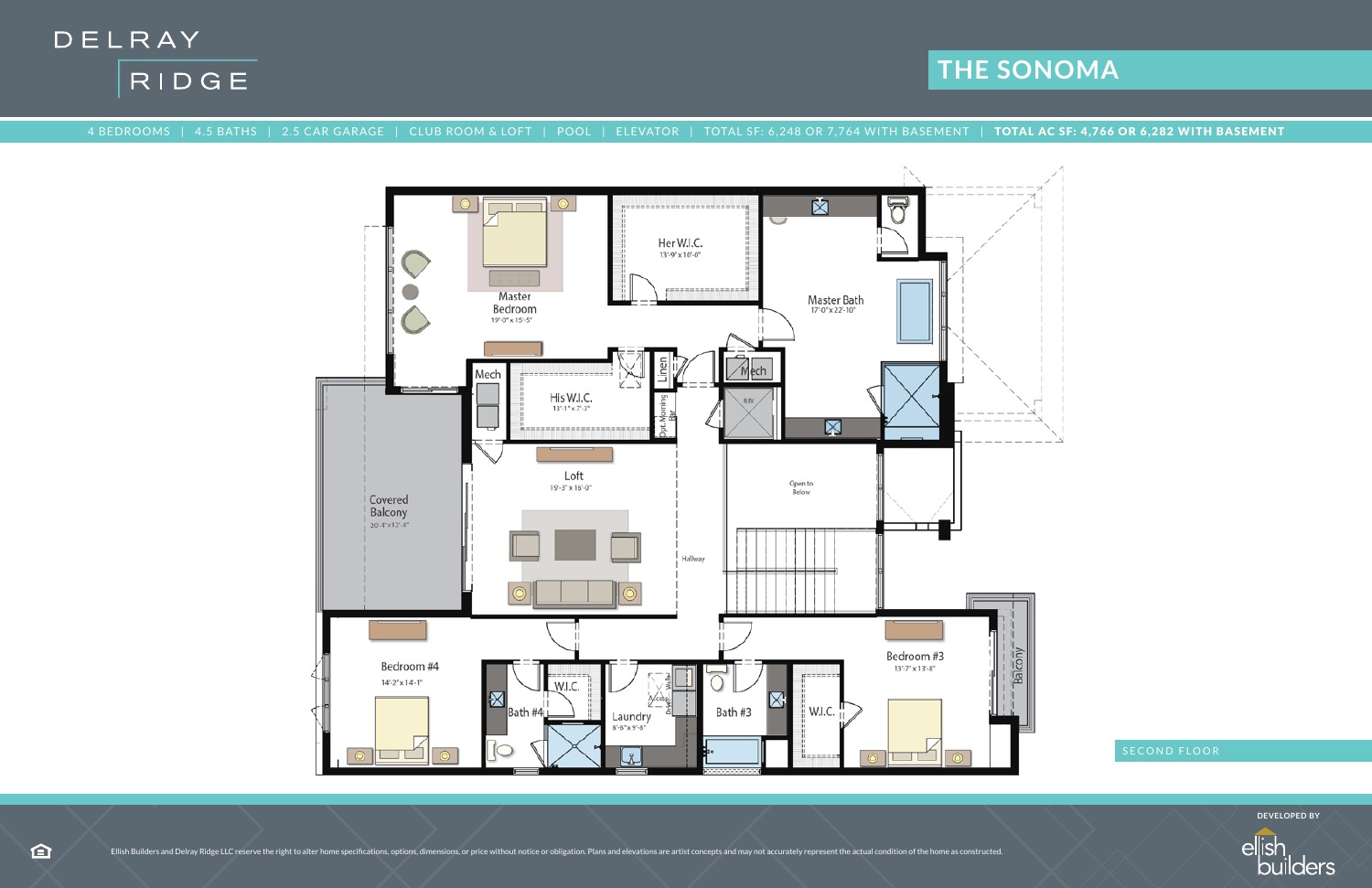DELRAY RIDGE

# THE SONOMA

4 BEDROOMS | 4.5 BATHS | 2.5 CAR GARAGE | CLUB ROOM & LOFT | POOL | ELEVATOR | TOTAL SF: 6,248 OR 7,764 WITH BASEMENT | **TOTAL AC SF: 4,766 OR 6,282 WITH BASEMENT**

Master Bedroom 19'-0" x 15'-5"

Her W.I.C. 13'-9" x 10'-0"

Master Bath 17'-0" x 22'-10"

Mech

His W.I.C. 13'-1" x 7'-3"

Linen

Opt. Morning Bar

Mech

ELEV

Covered Balcony 20'-4" x 12'-8"

Loft 15'-3" x 15'-0"

Hallway

Open to Below

Bedroom #4 14'-2" x 14'-1"

W.I.C.

Bath #4

Laundry 8'-8" x 9'-8"

Access

Washer

Dryer

Bath #3

W.I.C.

Bedroom #3 13'-7" x 13'-8"

Balcony

SECOND FLOOR

Ellish Builders and Delray Ridge LLC reserve the right to alter home specifications, options, dimensions, or price without notice or obligation. Plans and elevations are artist concepts and may not accurately represent the actual condition of the home as constructed.

DEVELOPED BY ellish builders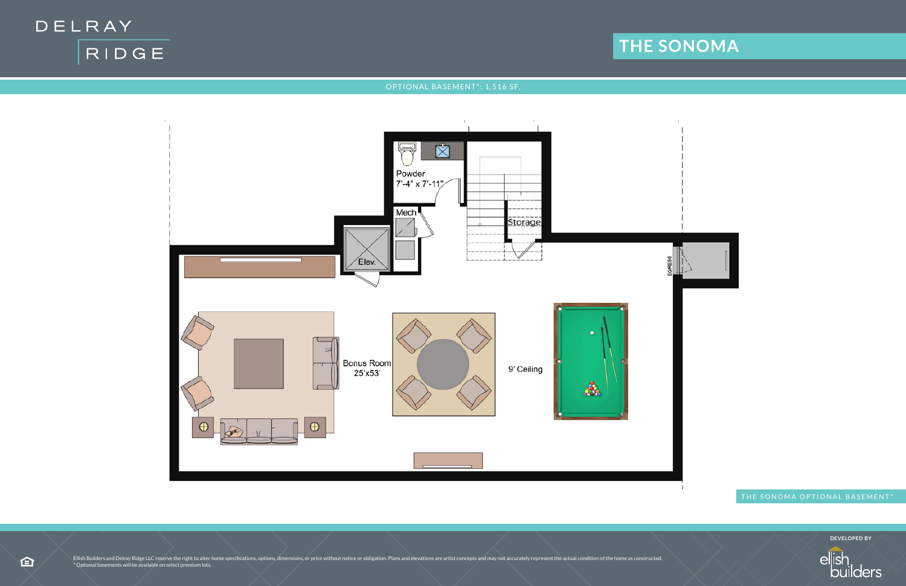DELRAY RIDGE

# THE SONOMA

OPTIONAL BASEMENT*: 1,516 SF.

Powder
7'-4" x 7'-11"

Mech

Storage

Elev.

EGRESS

Bonus Room
25'x53'

9' Ceiling

THE SONOMA OPTIONAL BASEMENT*

Ellish Builders and Delray Ridge LLC reserve the right to alter home specifications, options, dimensions, or price without notice or obligation. Plans and elevations are artist concepts and may not accurately represent the actual condition of the home as constructed.
* Optional basements will be available on select premium lots.

DEVELOPED BY
ellish builders